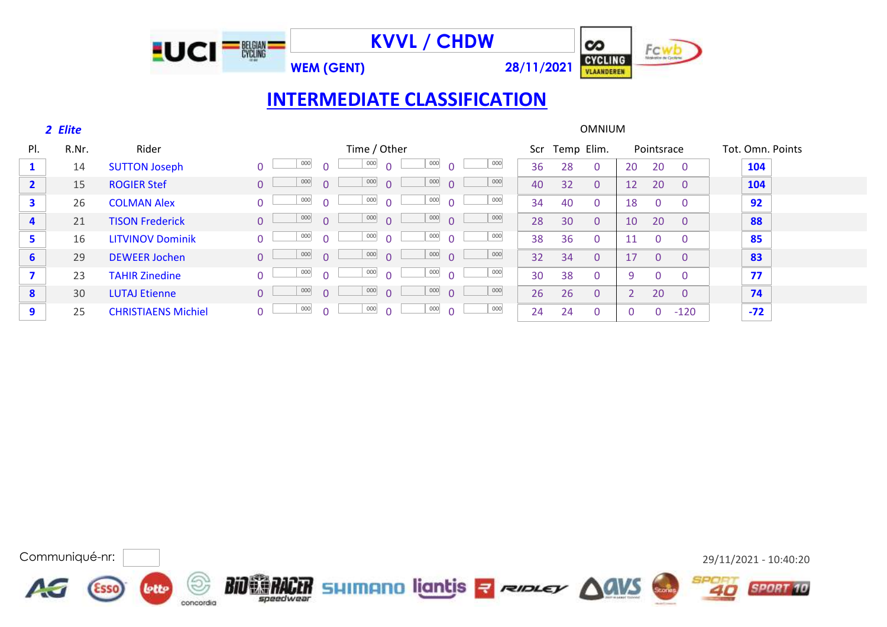KVVL / CHDW

WEM (GENT) 28/11/2021

# INTERMEDIATE CLASSIFICATION

*2 Elite*

OMNIUM

| Pl. | R.Nr. | Rider | Time / Other | | | | | | | | Scr | Temp | Elim. | Pointsrace | | | Tot. Omn. Points |
|---|---|---|---|---|---|---|---|---|---|---|---|---|---|---|---|---|---|
| 1 | 14 | SUTTON Joseph | 0 | 000 | 0 | 000 | 0 | 000 | 0 | 000 | 36 | 28 | 0 | 20 | 20 | 0 | 104 |
| 2 | 15 | ROGIER Stef | 0 | 000 | 0 | 000 | 0 | 000 | 0 | 000 | 40 | 32 | 0 | 12 | 20 | 0 | 104 |
| 3 | 26 | COLMAN Alex | 0 | 000 | 0 | 000 | 0 | 000 | 0 | 000 | 34 | 40 | 0 | 18 | 0 | 0 | 92 |
| 4 | 21 | TISON Frederick | 0 | 000 | 0 | 000 | 0 | 000 | 0 | 000 | 28 | 30 | 0 | 10 | 20 | 0 | 88 |
| 5 | 16 | LITVINOV Dominik | 0 | 000 | 0 | 000 | 0 | 000 | 0 | 000 | 38 | 36 | 0 | 11 | 0 | 0 | 85 |
| 6 | 29 | DEWEER Jochen | 0 | 000 | 0 | 000 | 0 | 000 | 0 | 000 | 32 | 34 | 0 | 17 | 0 | 0 | 83 |
| 7 | 23 | TAHIR Zinedine | 0 | 000 | 0 | 000 | 0 | 000 | 0 | 000 | 30 | 38 | 0 | 9 | 0 | 0 | 77 |
| 8 | 30 | LUTAJ Etienne | 0 | 000 | 0 | 000 | 0 | 000 | 0 | 000 | 26 | 26 | 0 | 2 | 20 | 0 | 74 |
| 9 | 25 | CHRISTIAENS Michiel | 0 | 000 | 0 | 000 | 0 | 000 | 0 | 000 | 24 | 24 | 0 | 0 | 0 | -120 | -72 |

Communiqué-nr:

29/11/2021 - 10:40:20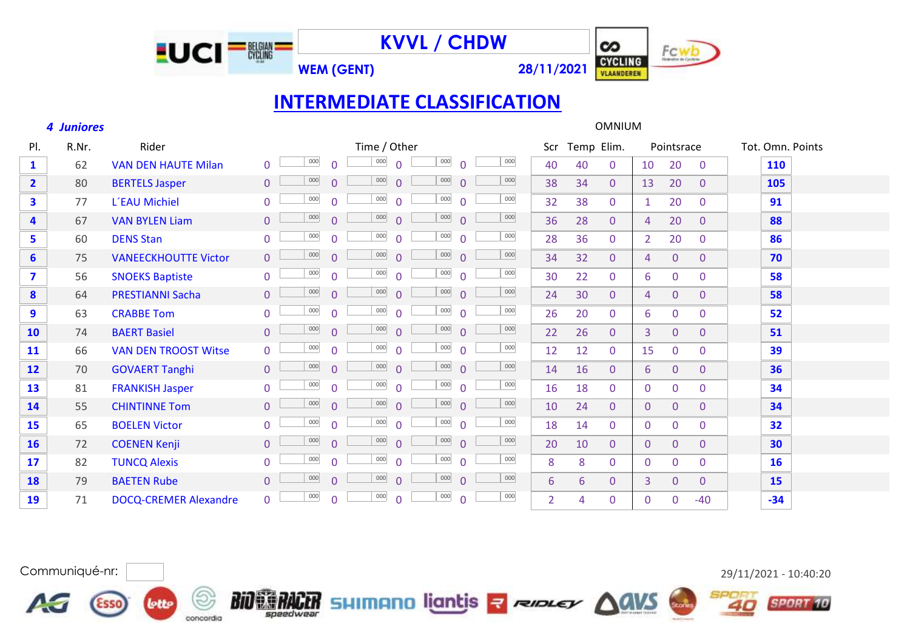# KVVL / CHDW

**WEM (GENT)** **28/11/2021**

## INTERMEDIATE CLASSIFICATION

***4 Juniores***

OMNIUM

| Pl. | R.Nr. | Rider | Time / Other | | | | | | | | Scr | Temp | Elim. | Pointsrace | | | Tot. Omn. Points |
|---|---|---|---|---|---|---|---|---|---|---|---|---|---|---|---|---|---|
| 1 | 62 | VAN DEN HAUTE Milan | 0 | 000 | 0 | 000 | 0 | 000 | 0 | 000 | 40 | 40 | 0 | 10 | 20 | 0 | 110 |
| 2 | 80 | BERTELS Jasper | 0 | 000 | 0 | 000 | 0 | 000 | 0 | 000 | 38 | 34 | 0 | 13 | 20 | 0 | 105 |
| 3 | 77 | L´EAU Michiel | 0 | 000 | 0 | 000 | 0 | 000 | 0 | 000 | 32 | 38 | 0 | 1 | 20 | 0 | 91 |
| 4 | 67 | VAN BYLEN Liam | 0 | 000 | 0 | 000 | 0 | 000 | 0 | 000 | 36 | 28 | 0 | 4 | 20 | 0 | 88 |
| 5 | 60 | DENS Stan | 0 | 000 | 0 | 000 | 0 | 000 | 0 | 000 | 28 | 36 | 0 | 2 | 20 | 0 | 86 |
| 6 | 75 | VANEECKHOUTTE Victor | 0 | 000 | 0 | 000 | 0 | 000 | 0 | 000 | 34 | 32 | 0 | 4 | 0 | 0 | 70 |
| 7 | 56 | SNOEKS Baptiste | 0 | 000 | 0 | 000 | 0 | 000 | 0 | 000 | 30 | 22 | 0 | 6 | 0 | 0 | 58 |
| 8 | 64 | PRESTIANNI Sacha | 0 | 000 | 0 | 000 | 0 | 000 | 0 | 000 | 24 | 30 | 0 | 4 | 0 | 0 | 58 |
| 9 | 63 | CRABBE Tom | 0 | 000 | 0 | 000 | 0 | 000 | 0 | 000 | 26 | 20 | 0 | 6 | 0 | 0 | 52 |
| 10 | 74 | BAERT Basiel | 0 | 000 | 0 | 000 | 0 | 000 | 0 | 000 | 22 | 26 | 0 | 3 | 0 | 0 | 51 |
| 11 | 66 | VAN DEN TROOST Witse | 0 | 000 | 0 | 000 | 0 | 000 | 0 | 000 | 12 | 12 | 0 | 15 | 0 | 0 | 39 |
| 12 | 70 | GOVAERT Tanghi | 0 | 000 | 0 | 000 | 0 | 000 | 0 | 000 | 14 | 16 | 0 | 6 | 0 | 0 | 36 |
| 13 | 81 | FRANKISH Jasper | 0 | 000 | 0 | 000 | 0 | 000 | 0 | 000 | 16 | 18 | 0 | 0 | 0 | 0 | 34 |
| 14 | 55 | CHINTINNE Tom | 0 | 000 | 0 | 000 | 0 | 000 | 0 | 000 | 10 | 24 | 0 | 0 | 0 | 0 | 34 |
| 15 | 65 | BOELEN Victor | 0 | 000 | 0 | 000 | 0 | 000 | 0 | 000 | 18 | 14 | 0 | 0 | 0 | 0 | 32 |
| 16 | 72 | COENEN Kenji | 0 | 000 | 0 | 000 | 0 | 000 | 0 | 000 | 20 | 10 | 0 | 0 | 0 | 0 | 30 |
| 17 | 82 | TUNCQ Alexis | 0 | 000 | 0 | 000 | 0 | 000 | 0 | 000 | 8 | 8 | 0 | 0 | 0 | 0 | 16 |
| 18 | 79 | BAETEN Rube | 0 | 000 | 0 | 000 | 0 | 000 | 0 | 000 | 6 | 6 | 0 | 3 | 0 | 0 | 15 |
| 19 | 71 | DOCQ-CREMER Alexandre | 0 | 000 | 0 | 000 | 0 | 000 | 0 | 000 | 2 | 4 | 0 | 0 | 0 | -40 | -34 |

Communiqué-nr:

29/11/2021 - 10:40:20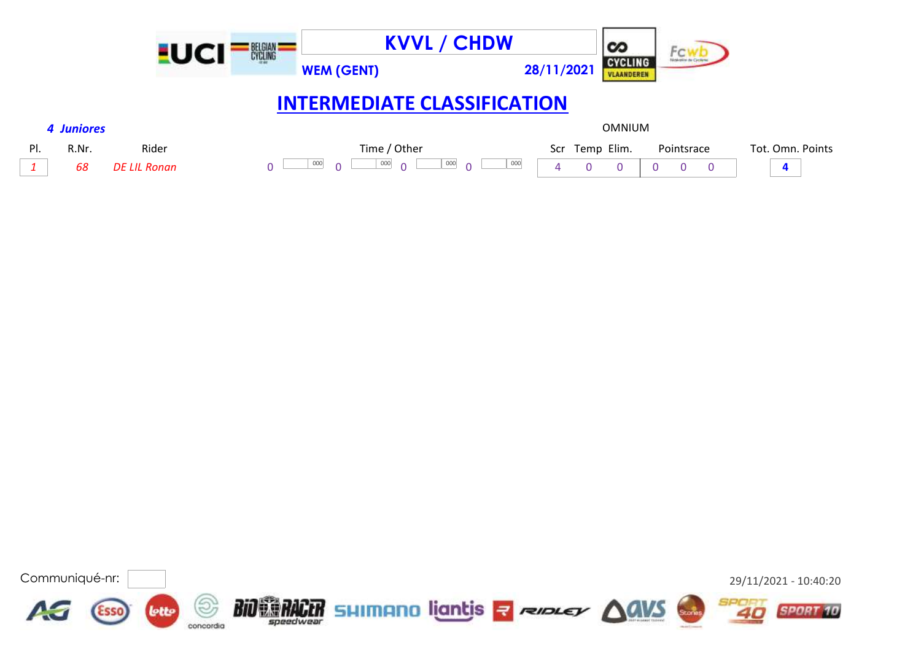**KVVL / CHDW**

**WEM (GENT)** **28/11/2021**

# INTERMEDIATE CLASSIFICATION

***4 Juniores*** OMNIUM

| Pl. | R.Nr. | Rider | Time / Other | | | | | | | | Scr | Temp | Elim. | Pointsrace | | | Tot. Omn. Points |
|---|---|---|---|---|---|---|---|---|---|---|---|---|---|---|---|---|---|
| *1* | *68* | *DE LIL Ronan* | 0 | 000 | 0 | 000 | 0 | 000 | 0 | 000 | 4 | 0 | 0 | 0 | 0 | 0 | **4** |

Communiqué-nr:

29/11/2021 - 10:40:20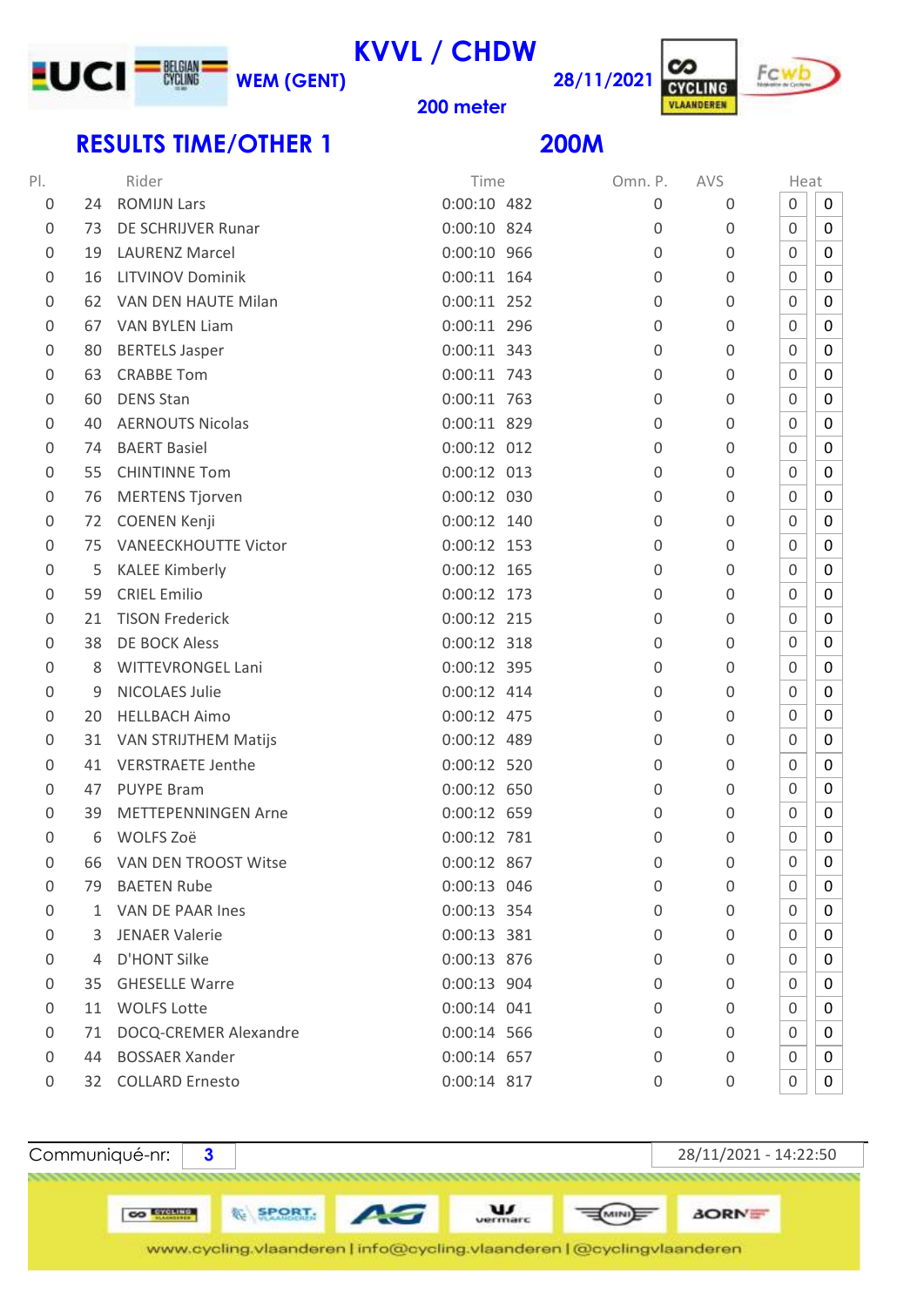# KVVL / CHDW

WEM (GENT) 28/11/2021

200 meter

## RESULTS TIME/OTHER 1 200M

| Pl. | | Rider | Time | | Omn. P. | AVS | Heat | |
|---|---|---|---|---|---|---|---|---|
| 0 | 24 | ROMIJN Lars | 0:00:10 | 482 | 0 | 0 | 0 | 0 |
| 0 | 73 | DE SCHRIJVER Runar | 0:00:10 | 824 | 0 | 0 | 0 | 0 |
| 0 | 19 | LAURENZ Marcel | 0:00:10 | 966 | 0 | 0 | 0 | 0 |
| 0 | 16 | LITVINOV Dominik | 0:00:11 | 164 | 0 | 0 | 0 | 0 |
| 0 | 62 | VAN DEN HAUTE Milan | 0:00:11 | 252 | 0 | 0 | 0 | 0 |
| 0 | 67 | VAN BYLEN Liam | 0:00:11 | 296 | 0 | 0 | 0 | 0 |
| 0 | 80 | BERTELS Jasper | 0:00:11 | 343 | 0 | 0 | 0 | 0 |
| 0 | 63 | CRABBE Tom | 0:00:11 | 743 | 0 | 0 | 0 | 0 |
| 0 | 60 | DENS Stan | 0:00:11 | 763 | 0 | 0 | 0 | 0 |
| 0 | 40 | AERNOUTS Nicolas | 0:00:11 | 829 | 0 | 0 | 0 | 0 |
| 0 | 74 | BAERT Basiel | 0:00:12 | 012 | 0 | 0 | 0 | 0 |
| 0 | 55 | CHINTINNE Tom | 0:00:12 | 013 | 0 | 0 | 0 | 0 |
| 0 | 76 | MERTENS Tjorven | 0:00:12 | 030 | 0 | 0 | 0 | 0 |
| 0 | 72 | COENEN Kenji | 0:00:12 | 140 | 0 | 0 | 0 | 0 |
| 0 | 75 | VANEECKHOUTTE Victor | 0:00:12 | 153 | 0 | 0 | 0 | 0 |
| 0 | 5 | KALEE Kimberly | 0:00:12 | 165 | 0 | 0 | 0 | 0 |
| 0 | 59 | CRIEL Emilio | 0:00:12 | 173 | 0 | 0 | 0 | 0 |
| 0 | 21 | TISON Frederick | 0:00:12 | 215 | 0 | 0 | 0 | 0 |
| 0 | 38 | DE BOCK Aless | 0:00:12 | 318 | 0 | 0 | 0 | 0 |
| 0 | 8 | WITTEVRONGEL Lani | 0:00:12 | 395 | 0 | 0 | 0 | 0 |
| 0 | 9 | NICOLAES Julie | 0:00:12 | 414 | 0 | 0 | 0 | 0 |
| 0 | 20 | HELLBACH Aimo | 0:00:12 | 475 | 0 | 0 | 0 | 0 |
| 0 | 31 | VAN STRIJTHEM Matijs | 0:00:12 | 489 | 0 | 0 | 0 | 0 |
| 0 | 41 | VERSTRAETE Jenthe | 0:00:12 | 520 | 0 | 0 | 0 | 0 |
| 0 | 47 | PUYPE Bram | 0:00:12 | 650 | 0 | 0 | 0 | 0 |
| 0 | 39 | METTEPENNINGEN Arne | 0:00:12 | 659 | 0 | 0 | 0 | 0 |
| 0 | 6 | WOLFS Zoë | 0:00:12 | 781 | 0 | 0 | 0 | 0 |
| 0 | 66 | VAN DEN TROOST Witse | 0:00:12 | 867 | 0 | 0 | 0 | 0 |
| 0 | 79 | BAETEN Rube | 0:00:13 | 046 | 0 | 0 | 0 | 0 |
| 0 | 1 | VAN DE PAAR Ines | 0:00:13 | 354 | 0 | 0 | 0 | 0 |
| 0 | 3 | JENAER Valerie | 0:00:13 | 381 | 0 | 0 | 0 | 0 |
| 0 | 4 | D'HONT Silke | 0:00:13 | 876 | 0 | 0 | 0 | 0 |
| 0 | 35 | GHESELLE Warre | 0:00:13 | 904 | 0 | 0 | 0 | 0 |
| 0 | 11 | WOLFS Lotte | 0:00:14 | 041 | 0 | 0 | 0 | 0 |
| 0 | 71 | DOCQ-CREMER Alexandre | 0:00:14 | 566 | 0 | 0 | 0 | 0 |
| 0 | 44 | BOSSAER Xander | 0:00:14 | 657 | 0 | 0 | 0 | 0 |
| 0 | 32 | COLLARD Ernesto | 0:00:14 | 817 | 0 | 0 | 0 | 0 |

Communiqué-nr: **3** 28/11/2021 - 14:22:50

www.cycling.vlaanderen | info@cycling.vlaanderen | @cyclingvlaanderen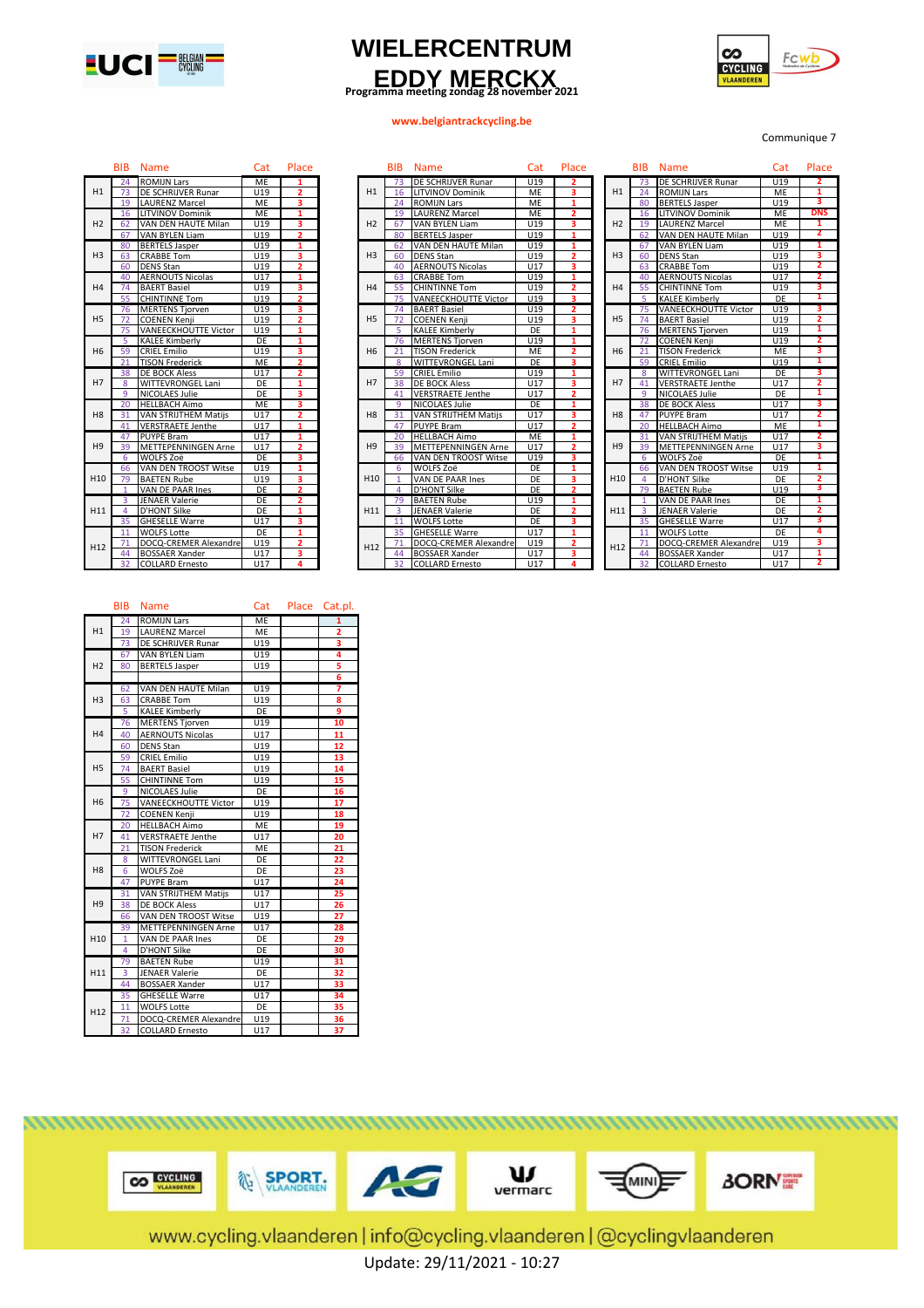# WIELERCENTRUM EDDY MERCKX

Programma meeting zondag 28 november 2021

www.belgiantrackcycling.be

Communique 7

| | BIB | Name | Cat | Place |
|---|---|---|---|---|
| H1 | 24 | ROMIJN Lars | ME | 1 |
| | 73 | DE SCHRIJVER Runar | U19 | 2 |
| | 19 | LAURENZ Marcel | ME | 3 |
| H2 | 16 | LITVINOV Dominik | ME | 1 |
| | 62 | VAN DEN HAUTE Milan | U19 | 3 |
| | 67 | VAN BYLEN Liam | U19 | 2 |
| H3 | 80 | BERTELS Jasper | U19 | 1 |
| | 63 | CRABBE Tom | U19 | 3 |
| | 60 | DENS Stan | U19 | 2 |
| H4 | 40 | AERNOUTS Nicolas | U17 | 1 |
| | 74 | BAERT Basiel | U19 | 3 |
| | 55 | CHINTINNE Tom | U19 | 2 |
| H5 | 76 | MERTENS Tjorven | U19 | 3 |
| | 72 | COENEN Kenji | U19 | 2 |
| | 75 | VANEECKHOUTTE Victor | U19 | 1 |
| H6 | 5 | KALEE Kimberly | DE | 1 |
| | 59 | CRIEL Emilio | U19 | 3 |
| | 21 | TISON Frederick | ME | 2 |
| H7 | 38 | DE BOCK Aless | U17 | 2 |
| | 8 | WITTEVRONGEL Lani | DE | 1 |
| | 9 | NICOLAES Julie | DE | 3 |
| H8 | 20 | HELLBACH Aimo | ME | 3 |
| | 31 | VAN STRIJTHEM Matijs | U17 | 2 |
| | 41 | VERSTRAETE Jenthe | U17 | 1 |
| H9 | 47 | PUYPE Bram | U17 | 1 |
| | 39 | METTEPENNINGEN Arne | U17 | 2 |
| | 6 | WOLFS Zoë | DE | 3 |
| H10 | 66 | VAN DEN TROOST Witse | U19 | 1 |
| | 79 | BAETEN Rube | U19 | 3 |
| | 1 | VAN DE PAAR Ines | DE | 2 |
| H11 | 3 | JENAER Valerie | DE | 2 |
| | 4 | D'HONT Silke | DE | 1 |
| | 35 | GHESELLE Warre | U17 | 3 |
| H12 | 11 | WOLFS Lotte | DE | 1 |
| | 71 | DOCQ-CREMER Alexandre | U19 | 2 |
| | 44 | BOSSAER Xander | U17 | 3 |
| | 32 | COLLARD Ernesto | U17 | 4 |

| | BIB | Name | Cat | Place |
|---|---|---|---|---|
| H1 | 73 | DE SCHRIJVER Runar | U19 | 2 |
| | 16 | LITVINOV Dominik | ME | 3 |
| | 24 | ROMIJN Lars | ME | 1 |
| H2 | 19 | LAURENZ Marcel | ME | 2 |
| | 67 | VAN BYLEN Liam | U19 | 3 |
| | 80 | BERTELS Jasper | U19 | 1 |
| H3 | 62 | VAN DEN HAUTE Milan | U19 | 1 |
| | 60 | DENS Stan | U19 | 2 |
| | 40 | AERNOUTS Nicolas | U17 | 3 |
| H4 | 63 | CRABBE Tom | U19 | 1 |
| | 55 | CHINTINNE Tom | U19 | 2 |
| | 75 | VANEECKHOUTTE Victor | U19 | 3 |
| H5 | 74 | BAERT Basiel | U19 | 2 |
| | 72 | COENEN Kenji | U19 | 3 |
| | 5 | KALEE Kimberly | DE | 1 |
| H6 | 76 | MERTENS Tjorven | U19 | 1 |
| | 21 | TISON Frederick | ME | 2 |
| | 8 | WITTEVRONGEL Lani | DE | 3 |
| H7 | 59 | CRIEL Emilio | U19 | 1 |
| | 38 | DE BOCK Aless | U17 | 3 |
| | 41 | VERSTRAETE Jenthe | U17 | 2 |
| H8 | 9 | NICOLAES Julie | DE | 1 |
| | 31 | VAN STRIJTHEM Matijs | U17 | 3 |
| | 47 | PUYPE Bram | U17 | 2 |
| H9 | 20 | HELLBACH Aimo | ME | 1 |
| | 39 | METTEPENNINGEN Arne | U17 | 2 |
| | 66 | VAN DEN TROOST Witse | U19 | 3 |
| H10 | 6 | WOLFS Zoë | DE | 1 |
| | 1 | VAN DE PAAR Ines | DE | 3 |
| | 4 | D'HONT Silke | DE | 2 |
| H11 | 79 | BAETEN Rube | U19 | 1 |
| | 3 | JENAER Valerie | DE | 2 |
| | 11 | WOLFS Lotte | DE | 3 |
| H12 | 35 | GHESELLE Warre | U17 | 1 |
| | 71 | DOCQ-CREMER Alexandre | U19 | 2 |
| | 44 | BOSSAER Xander | U17 | 3 |
| | 32 | COLLARD Ernesto | U17 | 4 |

| | BIB | Name | Cat | Place |
|---|---|---|---|---|
| H1 | 73 | DE SCHRIJVER Runar | U19 | 2 |
| | 24 | ROMIJN Lars | ME | 1 |
| | 80 | BERTELS Jasper | U19 | 3 |
| H2 | 16 | LITVINOV Dominik | ME | DNS |
| | 19 | LAURENZ Marcel | ME | 1 |
| | 62 | VAN DEN HAUTE Milan | U19 | 2 |
| H3 | 67 | VAN BYLEN Liam | U19 | 1 |
| | 60 | DENS Stan | U19 | 3 |
| | 63 | CRABBE Tom | U19 | 2 |
| H4 | 40 | AERNOUTS Nicolas | U17 | 2 |
| | 55 | CHINTINNE Tom | U19 | 3 |
| | 5 | KALEE Kimberly | DE | 1 |
| H5 | 75 | VANEECKHOUTTE Victor | U19 | 3 |
| | 74 | BAERT Basiel | U19 | 2 |
| | 76 | MERTENS Tjorven | U19 | 1 |
| H6 | 72 | COENEN Kenji | U19 | 2 |
| | 21 | TISON Frederick | ME | 3 |
| | 59 | CRIEL Emilio | U19 | 1 |
| H7 | 8 | WITTEVRONGEL Lani | DE | 3 |
| | 41 | VERSTRAETE Jenthe | U17 | 2 |
| | 9 | NICOLAES Julie | DE | 1 |
| H8 | 38 | DE BOCK Aless | U17 | 3 |
| | 47 | PUYPE Bram | U17 | 2 |
| | 20 | HELLBACH Aimo | ME | 1 |
| H9 | 31 | VAN STRIJTHEM Matijs | U17 | 2 |
| | 39 | METTEPENNINGEN Arne | U17 | 3 |
| | 6 | WOLFS Zoë | DE | 1 |
| H10 | 66 | VAN DEN TROOST Witse | U19 | 1 |
| | 4 | D'HONT Silke | DE | 2 |
| | 79 | BAETEN Rube | U19 | 3 |
| H11 | 1 | VAN DE PAAR Ines | DE | 1 |
| | 3 | JENAER Valerie | DE | 2 |
| | 35 | GHESELLE Warre | U17 | 3 |
| H12 | 11 | WOLFS Lotte | DE | 4 |
| | 71 | DOCQ-CREMER Alexandre | U19 | 3 |
| | 44 | BOSSAER Xander | U17 | 1 |
| | 32 | COLLARD Ernesto | U17 | 2 |

| | BIB | Name | Cat | Place | Cat.pl. |
|---|---|---|---|---|---|
| H1 | 24 | ROMIJN Lars | ME | | 1 |
| | 19 | LAURENZ Marcel | ME | | 2 |
| | 73 | DE SCHRIJVER Runar | U19 | | 3 |
| H2 | 67 | VAN BYLEN Liam | U19 | | 4 |
| | 80 | BERTELS Jasper | U19 | | 5 |
| | | | | | 6 |
| H3 | 62 | VAN DEN HAUTE Milan | U19 | | 7 |
| | 63 | CRABBE Tom | U19 | | 8 |
| | 5 | KALEE Kimberly | DE | | 9 |
| H4 | 76 | MERTENS Tjorven | U19 | | 10 |
| | 40 | AERNOUTS Nicolas | U17 | | 11 |
| | 60 | DENS Stan | U19 | | 12 |
| H5 | 59 | CRIEL Emilio | U19 | | 13 |
| | 74 | BAERT Basiel | U19 | | 14 |
| | 55 | CHINTINNE Tom | U19 | | 15 |
| H6 | 9 | NICOLAES Julie | DE | | 16 |
| | 75 | VANEECKHOUTTE Victor | U19 | | 17 |
| | 72 | COENEN Kenji | U19 | | 18 |
| H7 | 20 | HELLBACH Aimo | ME | | 19 |
| | 41 | VERSTRAETE Jenthe | U17 | | 20 |
| | 21 | TISON Frederick | ME | | 21 |
| H8 | 8 | WITTEVRONGEL Lani | DE | | 22 |
| | 6 | WOLFS Zoë | DE | | 23 |
| | 47 | PUYPE Bram | U17 | | 24 |
| H9 | 31 | VAN STRIJTHEM Matijs | U17 | | 25 |
| | 38 | DE BOCK Aless | U17 | | 26 |
| | 66 | VAN DEN TROOST Witse | U19 | | 27 |
| H10 | 39 | METTEPENNINGEN Arne | U17 | | 28 |
| | 1 | VAN DE PAAR Ines | DE | | 29 |
| | 4 | D'HONT Silke | DE | | 30 |
| H11 | 79 | BAETEN Rube | U19 | | 31 |
| | 3 | JENAER Valerie | DE | | 32 |
| | 44 | BOSSAER Xander | U17 | | 33 |
| H12 | 35 | GHESELLE Warre | U17 | | 34 |
| | 11 | WOLFS Lotte | DE | | 35 |
| | 71 | DOCQ-CREMER Alexandre | U19 | | 36 |
| | 32 | COLLARD Ernesto | U17 | | 37 |

www.cycling.vlaanderen | info@cycling.vlaanderen | @cyclingvlaanderen

Update: 29/11/2021 - 10:27